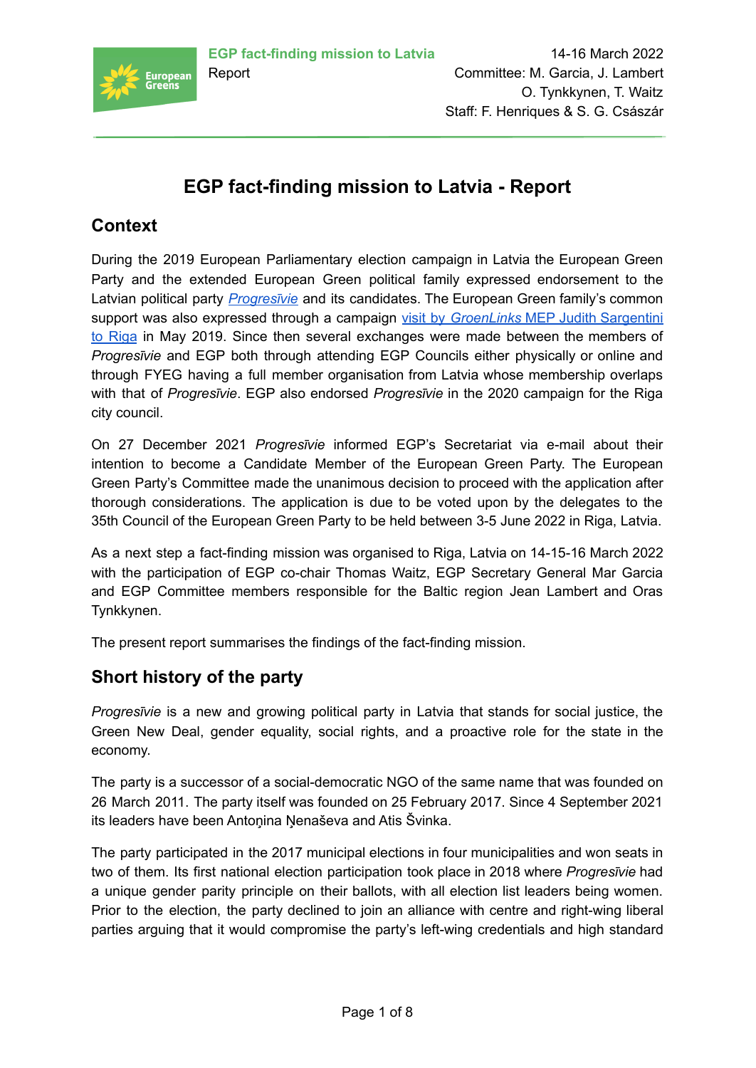EGP fact-finding mission to Latvia
Report

14-16 March 2022
Committee: M. Garcia, J. Lambert
O. Tynkkynen, T. Waitz
Staff: F. Henriques & S. G. Császár

# EGP fact-finding mission to Latvia - Report

## Context

During the 2019 European Parliamentary election campaign in Latvia the European Green Party and the extended European Green political family expressed endorsement to the Latvian political party *Progresīvie* and its candidates. The European Green family's common support was also expressed through a campaign visit by *GroenLinks* MEP Judith Sargentini to Riga in May 2019. Since then several exchanges were made between the members of *Progresīvie* and EGP both through attending EGP Councils either physically or online and through FYEG having a full member organisation from Latvia whose membership overlaps with that of *Progresīvie*. EGP also endorsed *Progresīvie* in the 2020 campaign for the Riga city council.

On 27 December 2021 *Progresīvie* informed EGP's Secretariat via e-mail about their intention to become a Candidate Member of the European Green Party. The European Green Party's Committee made the unanimous decision to proceed with the application after thorough considerations. The application is due to be voted upon by the delegates to the 35th Council of the European Green Party to be held between 3-5 June 2022 in Riga, Latvia.

As a next step a fact-finding mission was organised to Riga, Latvia on 14-15-16 March 2022 with the participation of EGP co-chair Thomas Waitz, EGP Secretary General Mar Garcia and EGP Committee members responsible for the Baltic region Jean Lambert and Oras Tynkkynen.

The present report summarises the findings of the fact-finding mission.

## Short history of the party

*Progresīvie* is a new and growing political party in Latvia that stands for social justice, the Green New Deal, gender equality, social rights, and a proactive role for the state in the economy.

The party is a successor of a social-democratic NGO of the same name that was founded on 26 March 2011. The party itself was founded on 25 February 2017. Since 4 September 2021 its leaders have been Antoņina Ņenaševa and Atis Švinka.

The party participated in the 2017 municipal elections in four municipalities and won seats in two of them. Its first national election participation took place in 2018 where *Progresīvie* had a unique gender parity principle on their ballots, with all election list leaders being women. Prior to the election, the party declined to join an alliance with centre and right-wing liberal parties arguing that it would compromise the party's left-wing credentials and high standard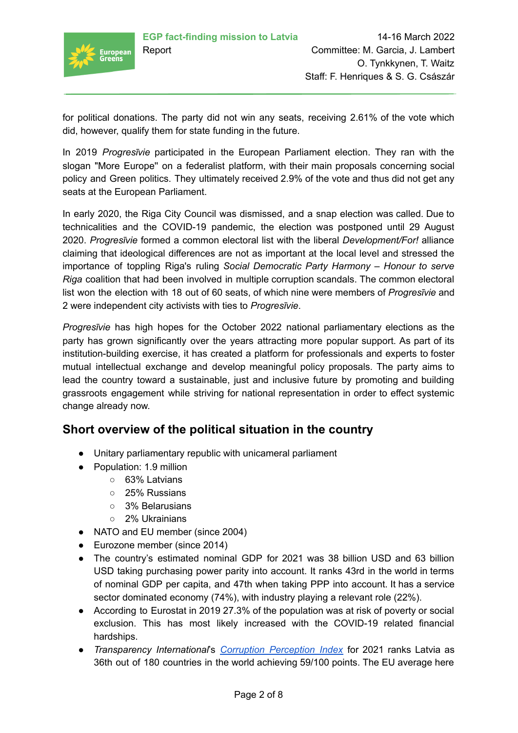for political donations. The party did not win any seats, receiving 2.61% of the vote which did, however, qualify them for state funding in the future.

In 2019 *Progresīvie* participated in the European Parliament election. They ran with the slogan "More Europe" on a federalist platform, with their main proposals concerning social policy and Green politics. They ultimately received 2.9% of the vote and thus did not get any seats at the European Parliament.

In early 2020, the Riga City Council was dismissed, and a snap election was called. Due to technicalities and the COVID-19 pandemic, the election was postponed until 29 August 2020. *Progresīvie* formed a common electoral list with the liberal *Development/For!* alliance claiming that ideological differences are not as important at the local level and stressed the importance of toppling Riga's ruling *Social Democratic Party Harmony – Honour to serve Riga* coalition that had been involved in multiple corruption scandals. The common electoral list won the election with 18 out of 60 seats, of which nine were members of *Progresīvie* and 2 were independent city activists with ties to *Progresīvie*.

*Progresīvie* has high hopes for the October 2022 national parliamentary elections as the party has grown significantly over the years attracting more popular support. As part of its institution-building exercise, it has created a platform for professionals and experts to foster mutual intellectual exchange and develop meaningful policy proposals. The party aims to lead the country toward a sustainable, just and inclusive future by promoting and building grassroots engagement while striving for national representation in order to effect systemic change already now.

## Short overview of the political situation in the country

- Unitary parliamentary republic with unicameral parliament
- Population: 1.9 million
  - 63% Latvians
  - 25% Russians
  - 3% Belarusians
  - 2% Ukrainians
- NATO and EU member (since 2004)
- Eurozone member (since 2014)
- The country's estimated nominal GDP for 2021 was 38 billion USD and 63 billion USD taking purchasing power parity into account. It ranks 43rd in the world in terms of nominal GDP per capita, and 47th when taking PPP into account. It has a service sector dominated economy (74%), with industry playing a relevant role (22%).
- According to Eurostat in 2019 27.3% of the population was at risk of poverty or social exclusion. This has most likely increased with the COVID-19 related financial hardships.
- *Transparency International*'s [Corruption Perception Index](#) for 2021 ranks Latvia as 36th out of 180 countries in the world achieving 59/100 points. The EU average here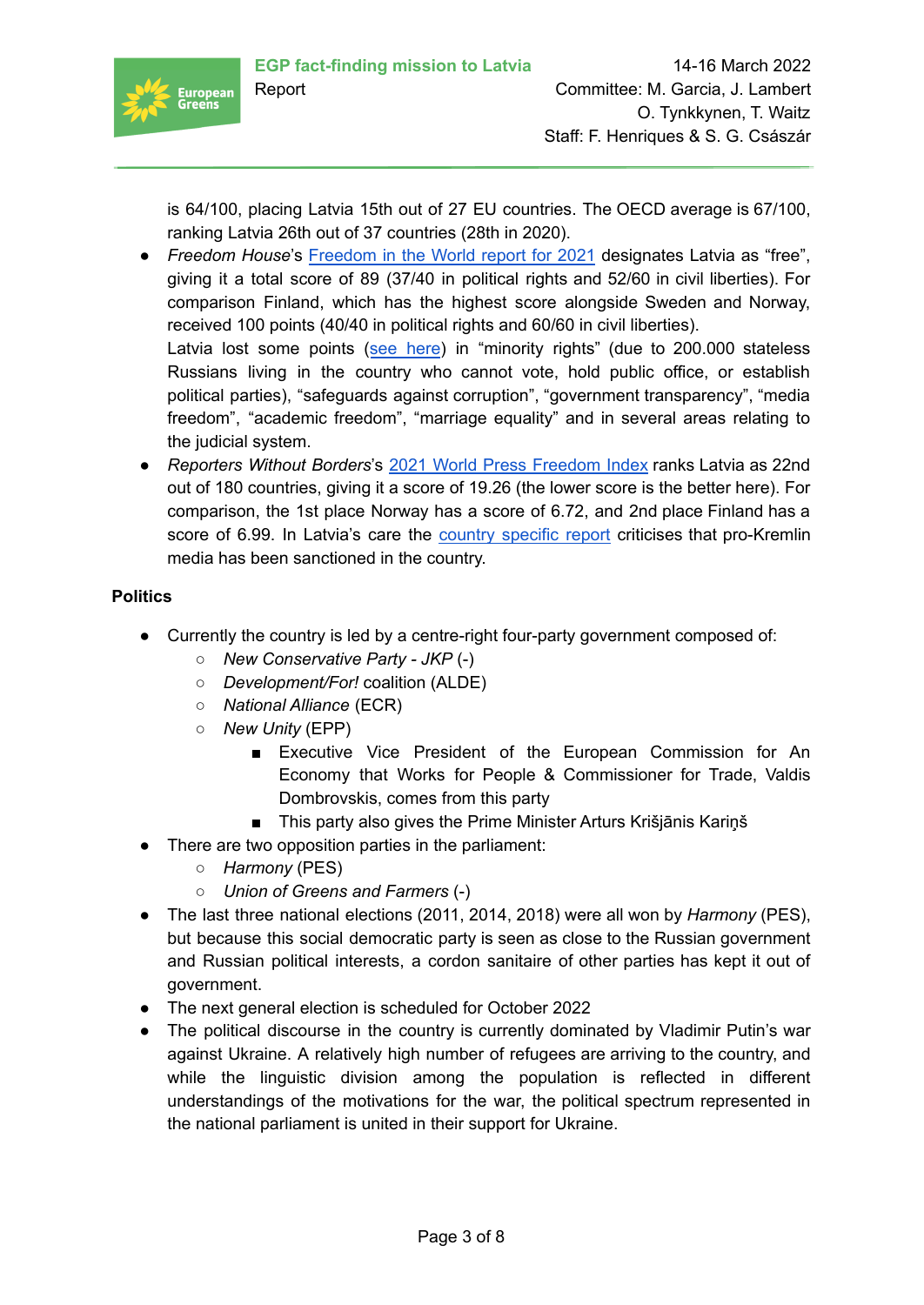is 64/100, placing Latvia 15th out of 27 EU countries. The OECD average is 67/100, ranking Latvia 26th out of 37 countries (28th in 2020).

- *Freedom House*'s [Freedom in the World report for 2021]() designates Latvia as "free", giving it a total score of 89 (37/40 in political rights and 52/60 in civil liberties). For comparison Finland, which has the highest score alongside Sweden and Norway, received 100 points (40/40 in political rights and 60/60 in civil liberties).
  Latvia lost some points ([see here]()) in "minority rights" (due to 200.000 stateless Russians living in the country who cannot vote, hold public office, or establish political parties), "safeguards against corruption", "government transparency", "media freedom", "academic freedom", "marriage equality" and in several areas relating to the judicial system.
- *Reporters Without Borders*'s [2021 World Press Freedom Index]() ranks Latvia as 22nd out of 180 countries, giving it a score of 19.26 (the lower score is the better here). For comparison, the 1st place Norway has a score of 6.72, and 2nd place Finland has a score of 6.99. In Latvia's care the [country specific report]() criticises that pro-Kremlin media has been sanctioned in the country.

**Politics**

- Currently the country is led by a centre-right four-party government composed of:
  - *New Conservative Party - JKP* (-)
  - *Development/For!* coalition (ALDE)
  - *National Alliance* (ECR)
  - *New Unity* (EPP)
    - Executive Vice President of the European Commission for An Economy that Works for People & Commissioner for Trade, Valdis Dombrovskis, comes from this party
    - This party also gives the Prime Minister Arturs Krišjānis Kariņš
- There are two opposition parties in the parliament:
  - *Harmony* (PES)
  - *Union of Greens and Farmers* (-)
- The last three national elections (2011, 2014, 2018) were all won by *Harmony* (PES), but because this social democratic party is seen as close to the Russian government and Russian political interests, a cordon sanitaire of other parties has kept it out of government.
- The next general election is scheduled for October 2022
- The political discourse in the country is currently dominated by Vladimir Putin's war against Ukraine. A relatively high number of refugees are arriving to the country, and while the linguistic division among the population is reflected in different understandings of the motivations for the war, the political spectrum represented in the national parliament is united in their support for Ukraine.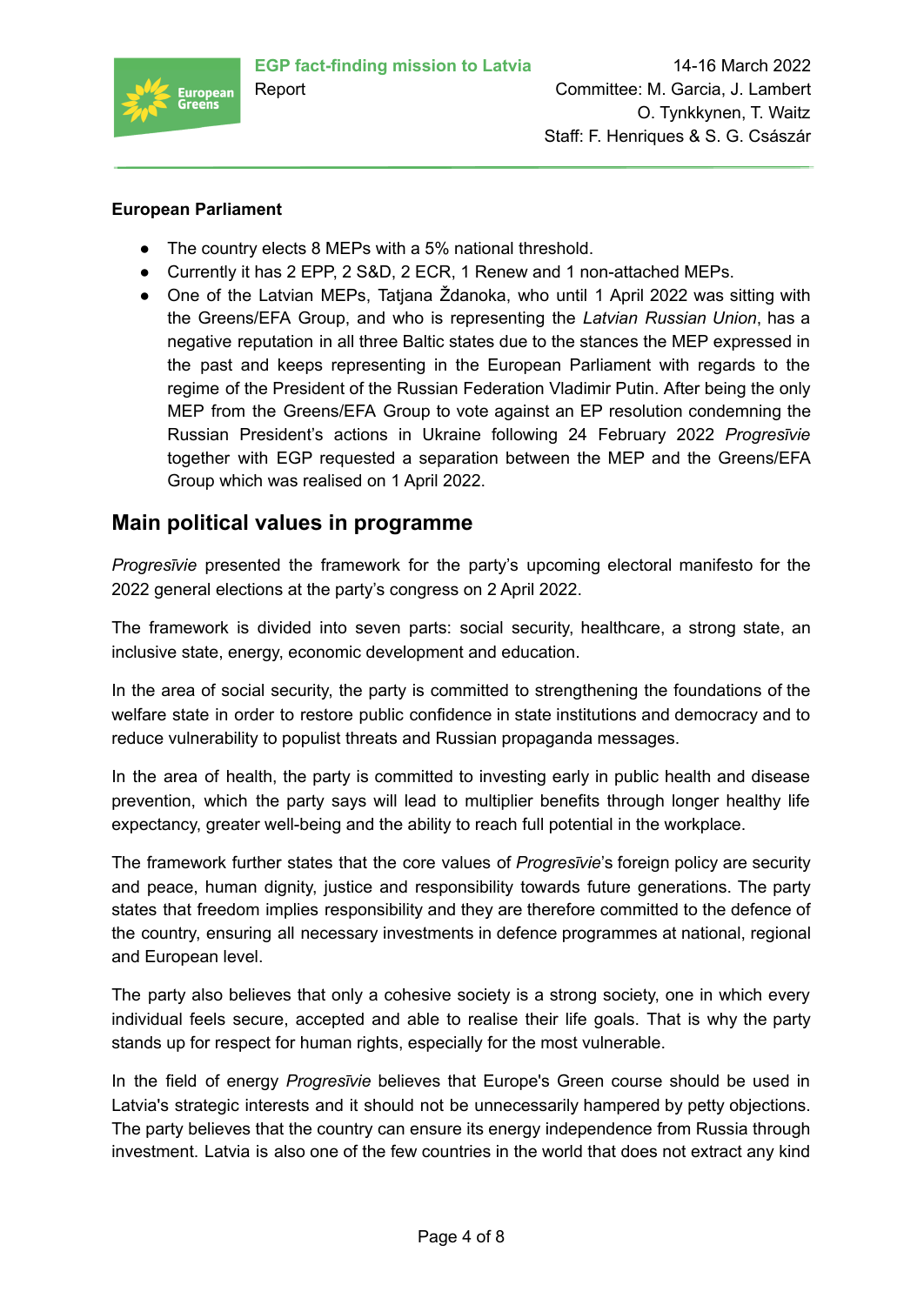**European Parliament**

- The country elects 8 MEPs with a 5% national threshold.
- Currently it has 2 EPP, 2 S&D, 2 ECR, 1 Renew and 1 non-attached MEPs.
- One of the Latvian MEPs, Tatjana Ždanoka, who until 1 April 2022 was sitting with the Greens/EFA Group, and who is representing the *Latvian Russian Union*, has a negative reputation in all three Baltic states due to the stances the MEP expressed in the past and keeps representing in the European Parliament with regards to the regime of the President of the Russian Federation Vladimir Putin. After being the only MEP from the Greens/EFA Group to vote against an EP resolution condemning the Russian President's actions in Ukraine following 24 February 2022 *Progresīvie* together with EGP requested a separation between the MEP and the Greens/EFA Group which was realised on 1 April 2022.

## Main political values in programme

*Progresīvie* presented the framework for the party's upcoming electoral manifesto for the 2022 general elections at the party's congress on 2 April 2022.

The framework is divided into seven parts: social security, healthcare, a strong state, an inclusive state, energy, economic development and education.

In the area of social security, the party is committed to strengthening the foundations of the welfare state in order to restore public confidence in state institutions and democracy and to reduce vulnerability to populist threats and Russian propaganda messages.

In the area of health, the party is committed to investing early in public health and disease prevention, which the party says will lead to multiplier benefits through longer healthy life expectancy, greater well-being and the ability to reach full potential in the workplace.

The framework further states that the core values of *Progresīvie*'s foreign policy are security and peace, human dignity, justice and responsibility towards future generations. The party states that freedom implies responsibility and they are therefore committed to the defence of the country, ensuring all necessary investments in defence programmes at national, regional and European level.

The party also believes that only a cohesive society is a strong society, one in which every individual feels secure, accepted and able to realise their life goals. That is why the party stands up for respect for human rights, especially for the most vulnerable.

In the field of energy *Progresīvie* believes that Europe's Green course should be used in Latvia's strategic interests and it should not be unnecessarily hampered by petty objections. The party believes that the country can ensure its energy independence from Russia through investment. Latvia is also one of the few countries in the world that does not extract any kind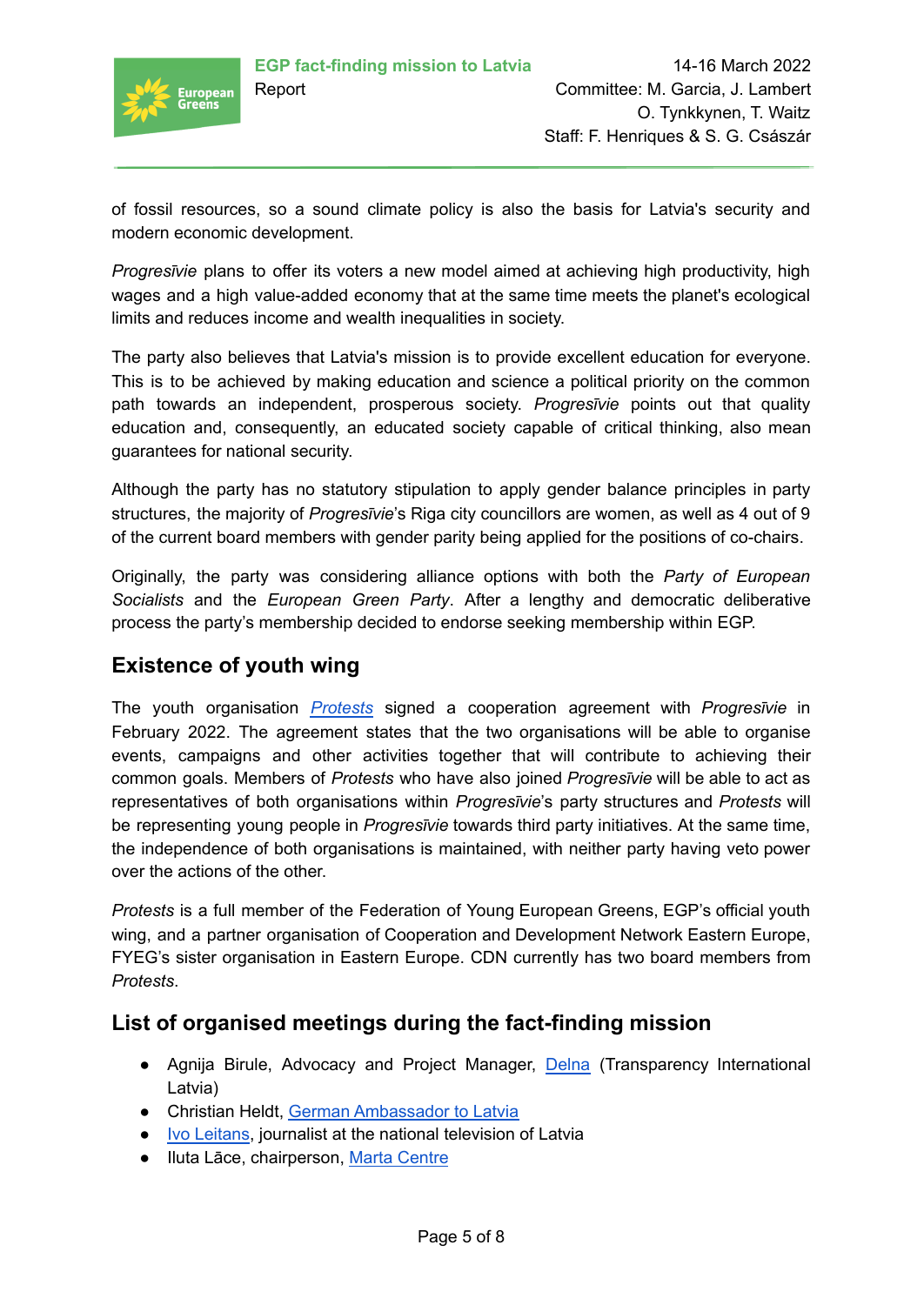of fossil resources, so a sound climate policy is also the basis for Latvia's security and modern economic development.

*Progresīvie* plans to offer its voters a new model aimed at achieving high productivity, high wages and a high value-added economy that at the same time meets the planet's ecological limits and reduces income and wealth inequalities in society.

The party also believes that Latvia's mission is to provide excellent education for everyone. This is to be achieved by making education and science a political priority on the common path towards an independent, prosperous society. *Progresīvie* points out that quality education and, consequently, an educated society capable of critical thinking, also mean guarantees for national security.

Although the party has no statutory stipulation to apply gender balance principles in party structures, the majority of *Progresīvie*'s Riga city councillors are women, as well as 4 out of 9 of the current board members with gender parity being applied for the positions of co-chairs.

Originally, the party was considering alliance options with both the *Party of European Socialists* and the *European Green Party*. After a lengthy and democratic deliberative process the party's membership decided to endorse seeking membership within EGP.

## Existence of youth wing

The youth organisation *Protests* signed a cooperation agreement with *Progresīvie* in February 2022. The agreement states that the two organisations will be able to organise events, campaigns and other activities together that will contribute to achieving their common goals. Members of *Protests* who have also joined *Progresīvie* will be able to act as representatives of both organisations within *Progresīvie*'s party structures and *Protests* will be representing young people in *Progresīvie* towards third party initiatives. At the same time, the independence of both organisations is maintained, with neither party having veto power over the actions of the other.

*Protests* is a full member of the Federation of Young European Greens, EGP's official youth wing, and a partner organisation of Cooperation and Development Network Eastern Europe, FYEG's sister organisation in Eastern Europe. CDN currently has two board members from *Protests*.

## List of organised meetings during the fact-finding mission

- Agnija Birule, Advocacy and Project Manager, Delna (Transparency International Latvia)
- Christian Heldt, German Ambassador to Latvia
- Ivo Leitans, journalist at the national television of Latvia
- Iluta Lāce, chairperson, Marta Centre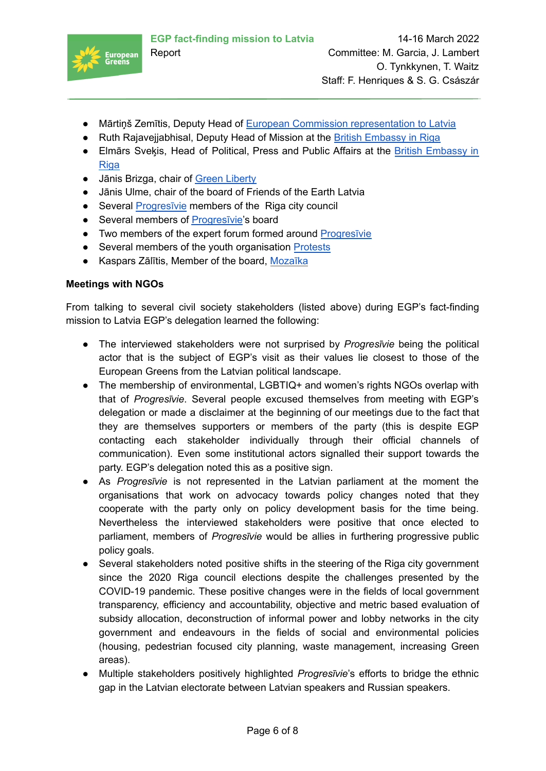- Mārtiņš Zemītis, Deputy Head of European Commission representation to Latvia
- Ruth Rajavejjabhisal, Deputy Head of Mission at the British Embassy in Riga
- Elmārs Sveķis, Head of Political, Press and Public Affairs at the British Embassy in Riga
- Jānis Brizga, chair of Green Liberty
- Jānis Ulme, chair of the board of Friends of the Earth Latvia
- Several Progresīvie members of the Riga city council
- Several members of Progresīvie's board
- Two members of the expert forum formed around Progresīvie
- Several members of the youth organisation Protests
- Kaspars Zālītis, Member of the board, Mozaīka

**Meetings with NGOs**

From talking to several civil society stakeholders (listed above) during EGP's fact-finding mission to Latvia EGP's delegation learned the following:

- The interviewed stakeholders were not surprised by *Progresīvie* being the political actor that is the subject of EGP's visit as their values lie closest to those of the European Greens from the Latvian political landscape.
- The membership of environmental, LGBTIQ+ and women's rights NGOs overlap with that of *Progresīvie*. Several people excused themselves from meeting with EGP's delegation or made a disclaimer at the beginning of our meetings due to the fact that they are themselves supporters or members of the party (this is despite EGP contacting each stakeholder individually through their official channels of communication). Even some institutional actors signalled their support towards the party. EGP's delegation noted this as a positive sign.
- As *Progresīvie* is not represented in the Latvian parliament at the moment the organisations that work on advocacy towards policy changes noted that they cooperate with the party only on policy development basis for the time being. Nevertheless the interviewed stakeholders were positive that once elected to parliament, members of *Progresīvie* would be allies in furthering progressive public policy goals.
- Several stakeholders noted positive shifts in the steering of the Riga city government since the 2020 Riga council elections despite the challenges presented by the COVID-19 pandemic. These positive changes were in the fields of local government transparency, efficiency and accountability, objective and metric based evaluation of subsidy allocation, deconstruction of informal power and lobby networks in the city government and endeavours in the fields of social and environmental policies (housing, pedestrian focused city planning, waste management, increasing Green areas).
- Multiple stakeholders positively highlighted *Progresīvie*'s efforts to bridge the ethnic gap in the Latvian electorate between Latvian speakers and Russian speakers.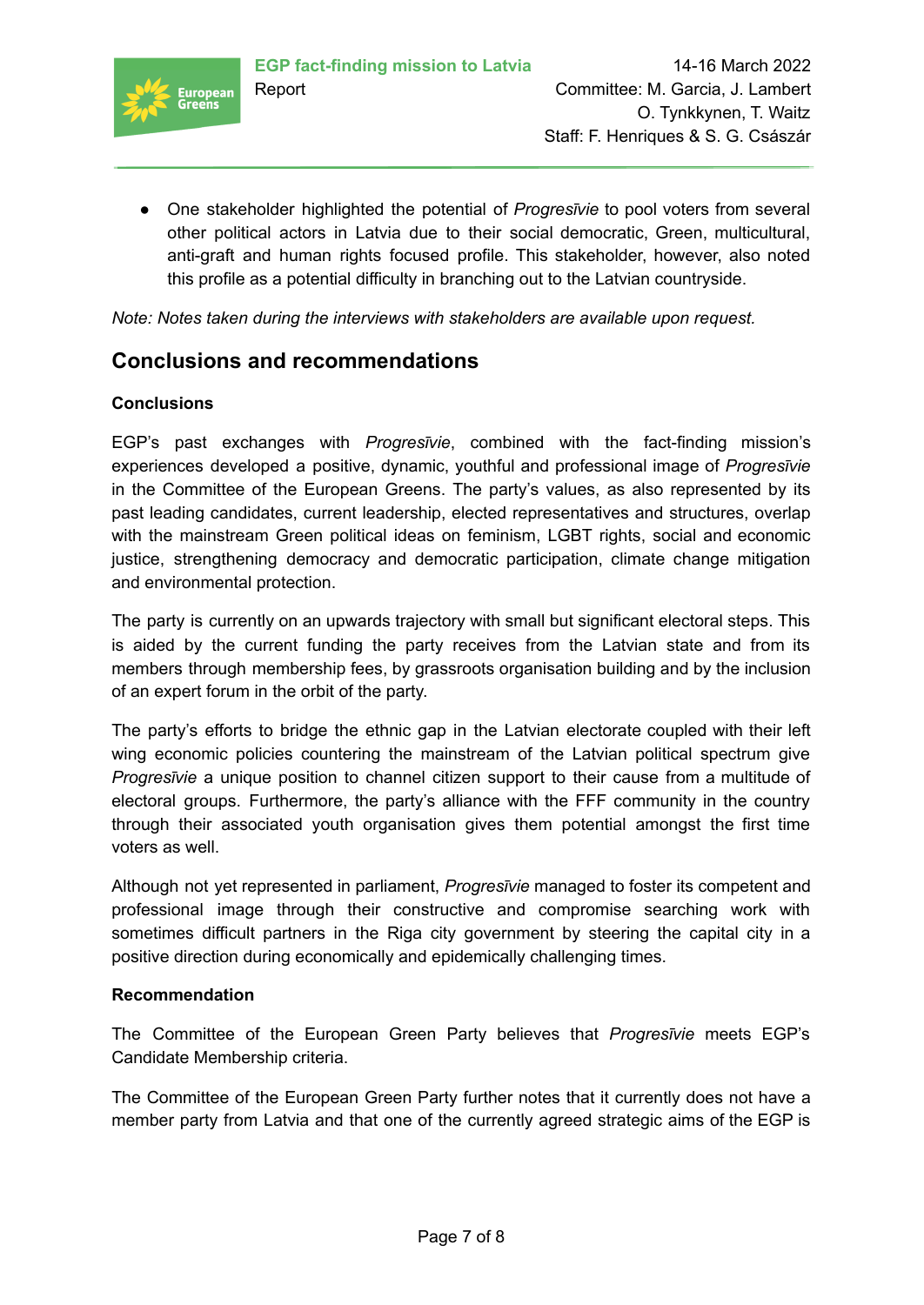- One stakeholder highlighted the potential of *Progresīvie* to pool voters from several other political actors in Latvia due to their social democratic, Green, multicultural, anti-graft and human rights focused profile. This stakeholder, however, also noted this profile as a potential difficulty in branching out to the Latvian countryside.

*Note: Notes taken during the interviews with stakeholders are available upon request.*

## Conclusions and recommendations

**Conclusions**

EGP's past exchanges with *Progresīvie*, combined with the fact-finding mission's experiences developed a positive, dynamic, youthful and professional image of *Progresīvie* in the Committee of the European Greens. The party's values, as also represented by its past leading candidates, current leadership, elected representatives and structures, overlap with the mainstream Green political ideas on feminism, LGBT rights, social and economic justice, strengthening democracy and democratic participation, climate change mitigation and environmental protection.

The party is currently on an upwards trajectory with small but significant electoral steps. This is aided by the current funding the party receives from the Latvian state and from its members through membership fees, by grassroots organisation building and by the inclusion of an expert forum in the orbit of the party.

The party's efforts to bridge the ethnic gap in the Latvian electorate coupled with their left wing economic policies countering the mainstream of the Latvian political spectrum give *Progresīvie* a unique position to channel citizen support to their cause from a multitude of electoral groups. Furthermore, the party's alliance with the FFF community in the country through their associated youth organisation gives them potential amongst the first time voters as well.

Although not yet represented in parliament, *Progresīvie* managed to foster its competent and professional image through their constructive and compromise searching work with sometimes difficult partners in the Riga city government by steering the capital city in a positive direction during economically and epidemically challenging times.

**Recommendation**

The Committee of the European Green Party believes that *Progresīvie* meets EGP's Candidate Membership criteria.

The Committee of the European Green Party further notes that it currently does not have a member party from Latvia and that one of the currently agreed strategic aims of the EGP is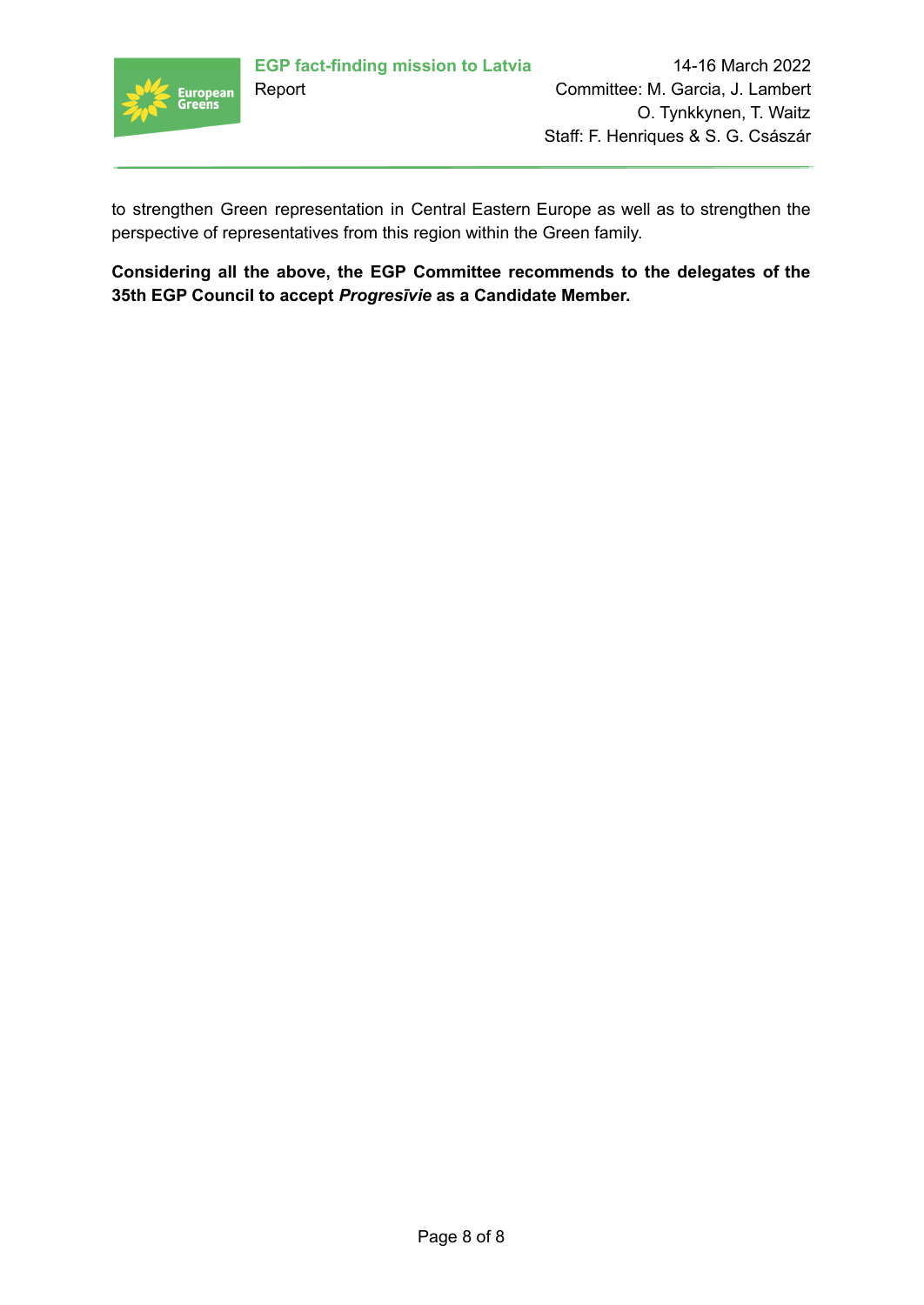to strengthen Green representation in Central Eastern Europe as well as to strengthen the perspective of representatives from this region within the Green family.

**Considering all the above, the EGP Committee recommends to the delegates of the 35th EGP Council to accept *Progresīvie* as a Candidate Member.**